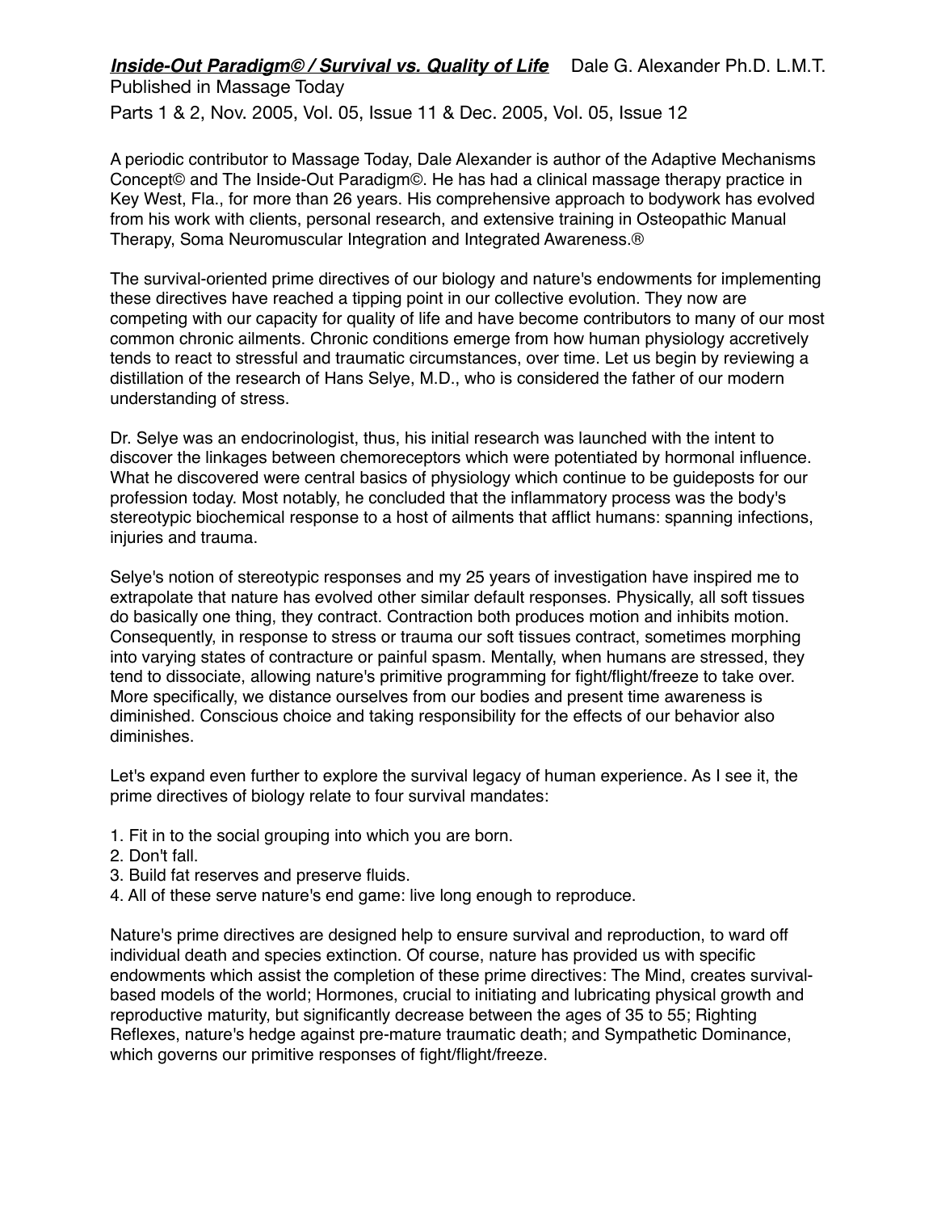**_Inside-Out Paradigm© / Survival vs. Quality of Life_** Dale G. Alexander Ph.D. L.M.T.
Published in Massage Today
Parts 1 & 2, Nov. 2005, Vol. 05, Issue 11 & Dec. 2005, Vol. 05, Issue 12

A periodic contributor to Massage Today, Dale Alexander is author of the Adaptive Mechanisms Concept© and The Inside-Out Paradigm©. He has had a clinical massage therapy practice in Key West, Fla., for more than 26 years. His comprehensive approach to bodywork has evolved from his work with clients, personal research, and extensive training in Osteopathic Manual Therapy, Soma Neuromuscular Integration and Integrated Awareness.®

The survival-oriented prime directives of our biology and nature's endowments for implementing these directives have reached a tipping point in our collective evolution. They now are competing with our capacity for quality of life and have become contributors to many of our most common chronic ailments. Chronic conditions emerge from how human physiology accretively tends to react to stressful and traumatic circumstances, over time. Let us begin by reviewing a distillation of the research of Hans Selye, M.D., who is considered the father of our modern understanding of stress.

Dr. Selye was an endocrinologist, thus, his initial research was launched with the intent to discover the linkages between chemoreceptors which were potentiated by hormonal influence. What he discovered were central basics of physiology which continue to be guideposts for our profession today. Most notably, he concluded that the inflammatory process was the body's stereotypic biochemical response to a host of ailments that afflict humans: spanning infections, injuries and trauma.

Selye's notion of stereotypic responses and my 25 years of investigation have inspired me to extrapolate that nature has evolved other similar default responses. Physically, all soft tissues do basically one thing, they contract. Contraction both produces motion and inhibits motion. Consequently, in response to stress or trauma our soft tissues contract, sometimes morphing into varying states of contracture or painful spasm. Mentally, when humans are stressed, they tend to dissociate, allowing nature's primitive programming for fight/flight/freeze to take over. More specifically, we distance ourselves from our bodies and present time awareness is diminished. Conscious choice and taking responsibility for the effects of our behavior also diminishes.

Let's expand even further to explore the survival legacy of human experience. As I see it, the prime directives of biology relate to four survival mandates:

1. Fit in to the social grouping into which you are born.
2. Don't fall.
3. Build fat reserves and preserve fluids.
4. All of these serve nature's end game: live long enough to reproduce.

Nature's prime directives are designed help to ensure survival and reproduction, to ward off individual death and species extinction. Of course, nature has provided us with specific endowments which assist the completion of these prime directives: The Mind, creates survival-based models of the world; Hormones, crucial to initiating and lubricating physical growth and reproductive maturity, but significantly decrease between the ages of 35 to 55; Righting Reflexes, nature's hedge against pre-mature traumatic death; and Sympathetic Dominance, which governs our primitive responses of fight/flight/freeze.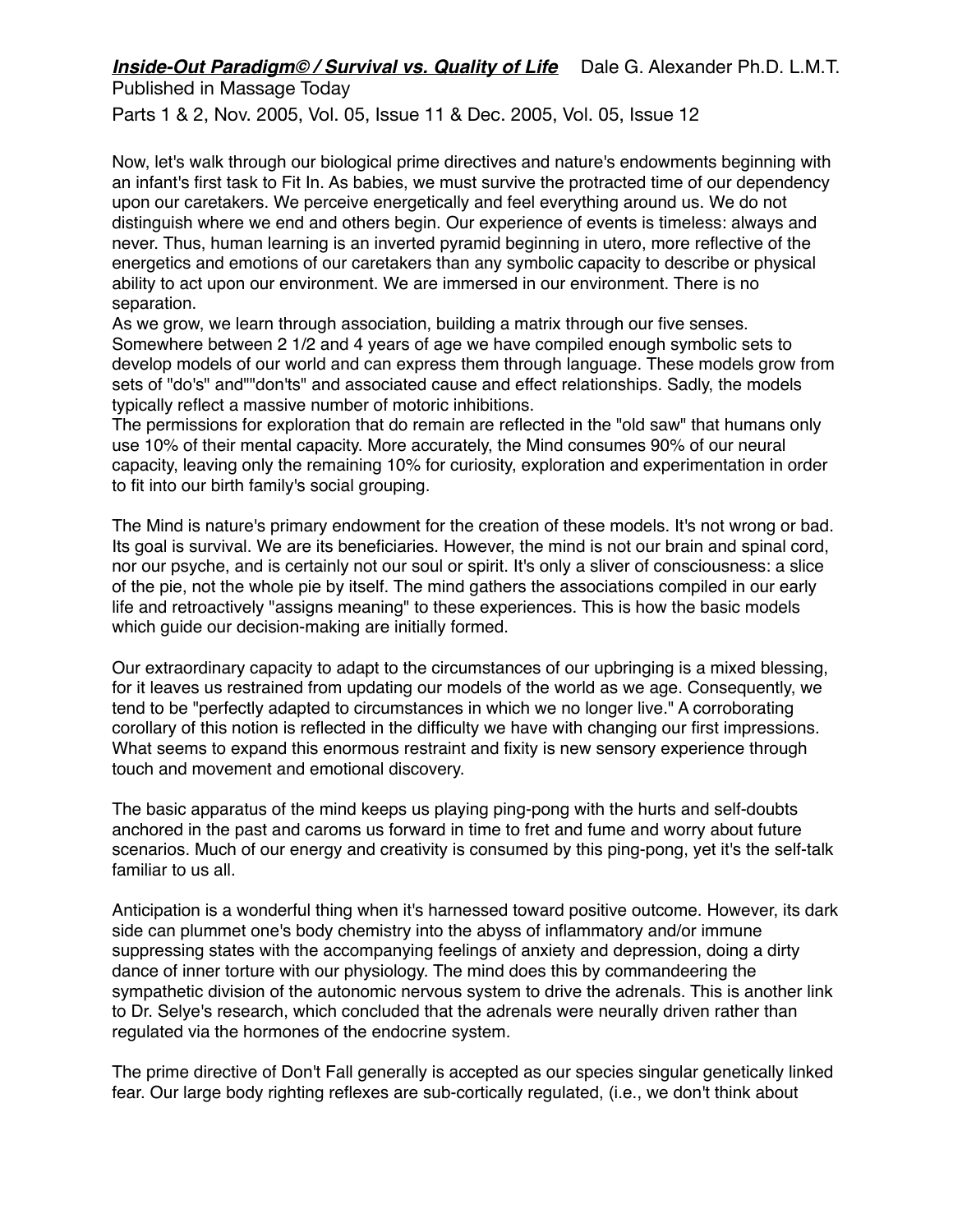Now, let's walk through our biological prime directives and nature's endowments beginning with an infant's first task to Fit In. As babies, we must survive the protracted time of our dependency upon our caretakers. We perceive energetically and feel everything around us. We do not distinguish where we end and others begin. Our experience of events is timeless: always and never. Thus, human learning is an inverted pyramid beginning in utero, more reflective of the energetics and emotions of our caretakers than any symbolic capacity to describe or physical ability to act upon our environment. We are immersed in our environment. There is no separation.

As we grow, we learn through association, building a matrix through our five senses. Somewhere between 2 1/2 and 4 years of age we have compiled enough symbolic sets to develop models of our world and can express them through language. These models grow from sets of "do's" and""don'ts" and associated cause and effect relationships. Sadly, the models typically reflect a massive number of motoric inhibitions.

The permissions for exploration that do remain are reflected in the "old saw" that humans only use 10% of their mental capacity. More accurately, the Mind consumes 90% of our neural capacity, leaving only the remaining 10% for curiosity, exploration and experimentation in order to fit into our birth family's social grouping.

The Mind is nature's primary endowment for the creation of these models. It's not wrong or bad. Its goal is survival. We are its beneficiaries. However, the mind is not our brain and spinal cord, nor our psyche, and is certainly not our soul or spirit. It's only a sliver of consciousness: a slice of the pie, not the whole pie by itself. The mind gathers the associations compiled in our early life and retroactively "assigns meaning" to these experiences. This is how the basic models which guide our decision-making are initially formed.

Our extraordinary capacity to adapt to the circumstances of our upbringing is a mixed blessing, for it leaves us restrained from updating our models of the world as we age. Consequently, we tend to be "perfectly adapted to circumstances in which we no longer live." A corroborating corollary of this notion is reflected in the difficulty we have with changing our first impressions. What seems to expand this enormous restraint and fixity is new sensory experience through touch and movement and emotional discovery.

The basic apparatus of the mind keeps us playing ping-pong with the hurts and self-doubts anchored in the past and caroms us forward in time to fret and fume and worry about future scenarios. Much of our energy and creativity is consumed by this ping-pong, yet it's the self-talk familiar to us all.

Anticipation is a wonderful thing when it's harnessed toward positive outcome. However, its dark side can plummet one's body chemistry into the abyss of inflammatory and/or immune suppressing states with the accompanying feelings of anxiety and depression, doing a dirty dance of inner torture with our physiology. The mind does this by commandeering the sympathetic division of the autonomic nervous system to drive the adrenals. This is another link to Dr. Selye's research, which concluded that the adrenals were neurally driven rather than regulated via the hormones of the endocrine system.

The prime directive of Don't Fall generally is accepted as our species singular genetically linked fear. Our large body righting reflexes are sub-cortically regulated, (i.e., we don't think about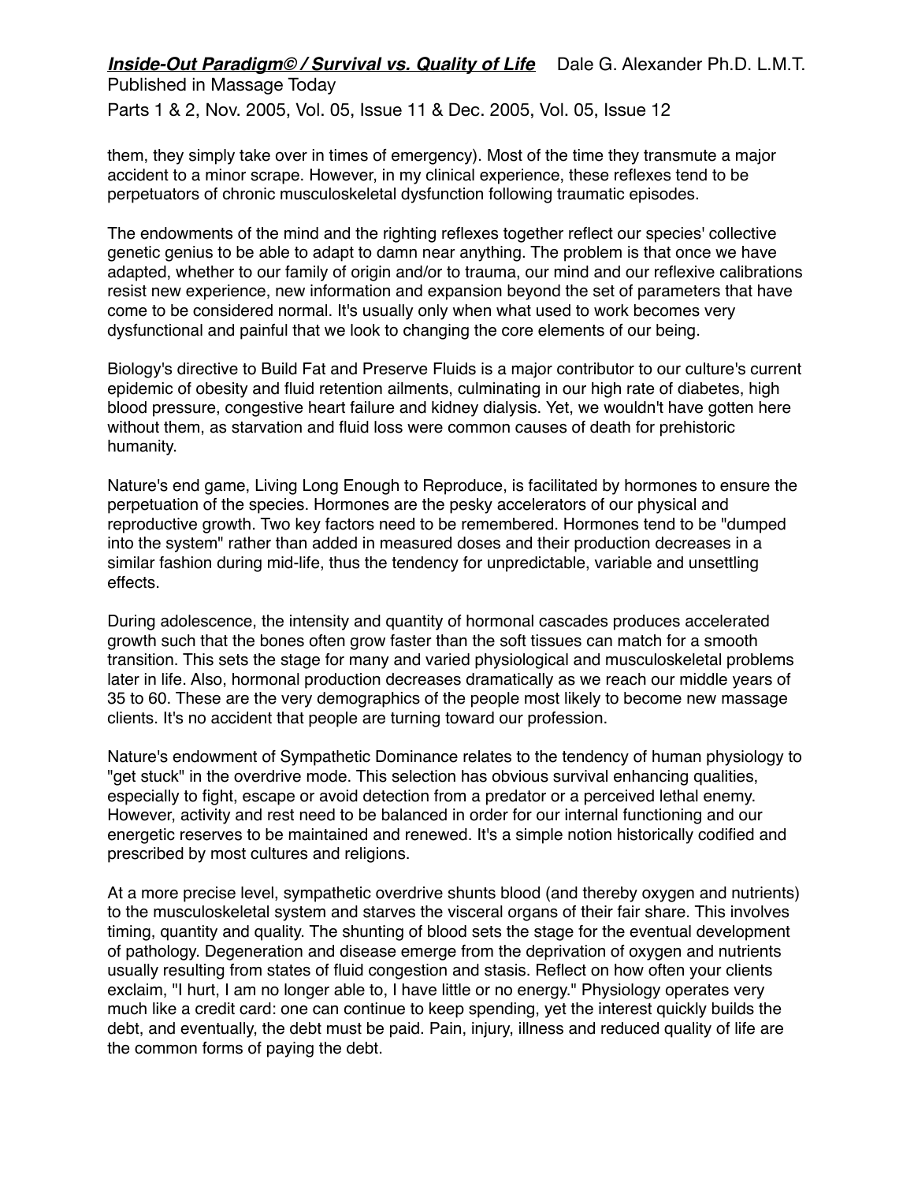them, they simply take over in times of emergency). Most of the time they transmute a major accident to a minor scrape. However, in my clinical experience, these reflexes tend to be perpetuators of chronic musculoskeletal dysfunction following traumatic episodes.

The endowments of the mind and the righting reflexes together reflect our species' collective genetic genius to be able to adapt to damn near anything. The problem is that once we have adapted, whether to our family of origin and/or to trauma, our mind and our reflexive calibrations resist new experience, new information and expansion beyond the set of parameters that have come to be considered normal. It's usually only when what used to work becomes very dysfunctional and painful that we look to changing the core elements of our being.

Biology's directive to Build Fat and Preserve Fluids is a major contributor to our culture's current epidemic of obesity and fluid retention ailments, culminating in our high rate of diabetes, high blood pressure, congestive heart failure and kidney dialysis. Yet, we wouldn't have gotten here without them, as starvation and fluid loss were common causes of death for prehistoric humanity.

Nature's end game, Living Long Enough to Reproduce, is facilitated by hormones to ensure the perpetuation of the species. Hormones are the pesky accelerators of our physical and reproductive growth. Two key factors need to be remembered. Hormones tend to be "dumped into the system" rather than added in measured doses and their production decreases in a similar fashion during mid-life, thus the tendency for unpredictable, variable and unsettling effects.

During adolescence, the intensity and quantity of hormonal cascades produces accelerated growth such that the bones often grow faster than the soft tissues can match for a smooth transition. This sets the stage for many and varied physiological and musculoskeletal problems later in life. Also, hormonal production decreases dramatically as we reach our middle years of 35 to 60. These are the very demographics of the people most likely to become new massage clients. It's no accident that people are turning toward our profession.

Nature's endowment of Sympathetic Dominance relates to the tendency of human physiology to "get stuck" in the overdrive mode. This selection has obvious survival enhancing qualities, especially to fight, escape or avoid detection from a predator or a perceived lethal enemy. However, activity and rest need to be balanced in order for our internal functioning and our energetic reserves to be maintained and renewed. It's a simple notion historically codified and prescribed by most cultures and religions.

At a more precise level, sympathetic overdrive shunts blood (and thereby oxygen and nutrients) to the musculoskeletal system and starves the visceral organs of their fair share. This involves timing, quantity and quality. The shunting of blood sets the stage for the eventual development of pathology. Degeneration and disease emerge from the deprivation of oxygen and nutrients usually resulting from states of fluid congestion and stasis. Reflect on how often your clients exclaim, "I hurt, I am no longer able to, I have little or no energy." Physiology operates very much like a credit card: one can continue to keep spending, yet the interest quickly builds the debt, and eventually, the debt must be paid. Pain, injury, illness and reduced quality of life are the common forms of paying the debt.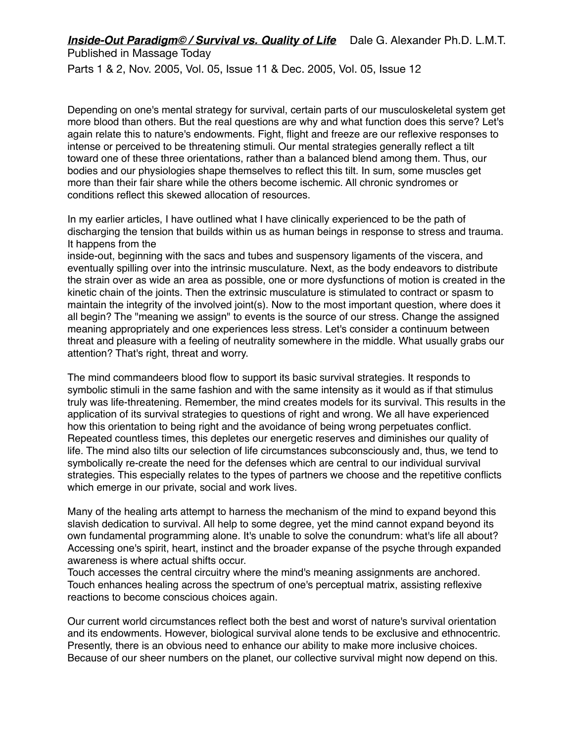Depending on one's mental strategy for survival, certain parts of our musculoskeletal system get more blood than others. But the real questions are why and what function does this serve? Let's again relate this to nature's endowments. Fight, flight and freeze are our reflexive responses to intense or perceived to be threatening stimuli. Our mental strategies generally reflect a tilt toward one of these three orientations, rather than a balanced blend among them. Thus, our bodies and our physiologies shape themselves to reflect this tilt. In sum, some muscles get more than their fair share while the others become ischemic. All chronic syndromes or conditions reflect this skewed allocation of resources.

In my earlier articles, I have outlined what I have clinically experienced to be the path of discharging the tension that builds within us as human beings in response to stress and trauma. It happens from the inside-out, beginning with the sacs and tubes and suspensory ligaments of the viscera, and eventually spilling over into the intrinsic musculature. Next, as the body endeavors to distribute the strain over as wide an area as possible, one or more dysfunctions of motion is created in the kinetic chain of the joints. Then the extrinsic musculature is stimulated to contract or spasm to maintain the integrity of the involved joint(s). Now to the most important question, where does it all begin? The "meaning we assign" to events is the source of our stress. Change the assigned meaning appropriately and one experiences less stress. Let's consider a continuum between threat and pleasure with a feeling of neutrality somewhere in the middle. What usually grabs our attention? That's right, threat and worry.

The mind commandeers blood flow to support its basic survival strategies. It responds to symbolic stimuli in the same fashion and with the same intensity as it would as if that stimulus truly was life-threatening. Remember, the mind creates models for its survival. This results in the application of its survival strategies to questions of right and wrong. We all have experienced how this orientation to being right and the avoidance of being wrong perpetuates conflict. Repeated countless times, this depletes our energetic reserves and diminishes our quality of life. The mind also tilts our selection of life circumstances subconsciously and, thus, we tend to symbolically re-create the need for the defenses which are central to our individual survival strategies. This especially relates to the types of partners we choose and the repetitive conflicts which emerge in our private, social and work lives.

Many of the healing arts attempt to harness the mechanism of the mind to expand beyond this slavish dedication to survival. All help to some degree, yet the mind cannot expand beyond its own fundamental programming alone. It's unable to solve the conundrum: what's life all about? Accessing one's spirit, heart, instinct and the broader expanse of the psyche through expanded awareness is where actual shifts occur.

Touch accesses the central circuitry where the mind's meaning assignments are anchored. Touch enhances healing across the spectrum of one's perceptual matrix, assisting reflexive reactions to become conscious choices again.

Our current world circumstances reflect both the best and worst of nature's survival orientation and its endowments. However, biological survival alone tends to be exclusive and ethnocentric. Presently, there is an obvious need to enhance our ability to make more inclusive choices. Because of our sheer numbers on the planet, our collective survival might now depend on this.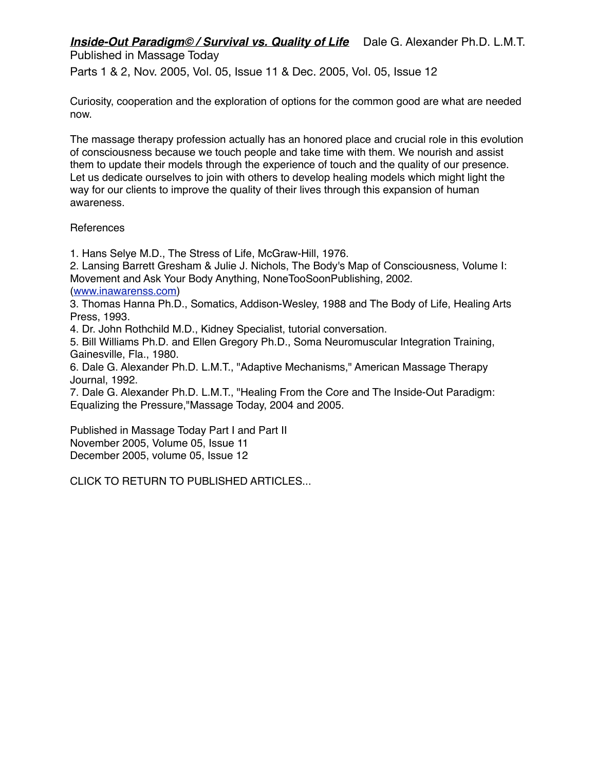Curiosity, cooperation and the exploration of options for the common good are what are needed now.

The massage therapy profession actually has an honored place and crucial role in this evolution of consciousness because we touch people and take time with them. We nourish and assist them to update their models through the experience of touch and the quality of our presence. Let us dedicate ourselves to join with others to develop healing models which might light the way for our clients to improve the quality of their lives through this expansion of human awareness.

References

1. Hans Selye M.D., The Stress of Life, McGraw-Hill, 1976.
2. Lansing Barrett Gresham & Julie J. Nichols, The Body's Map of Consciousness, Volume I: Movement and Ask Your Body Anything, NoneTooSoonPublishing, 2002. (www.inawarenss.com)
3. Thomas Hanna Ph.D., Somatics, Addison-Wesley, 1988 and The Body of Life, Healing Arts Press, 1993.
4. Dr. John Rothchild M.D., Kidney Specialist, tutorial conversation.
5. Bill Williams Ph.D. and Ellen Gregory Ph.D., Soma Neuromuscular Integration Training, Gainesville, Fla., 1980.
6. Dale G. Alexander Ph.D. L.M.T., "Adaptive Mechanisms," American Massage Therapy Journal, 1992.
7. Dale G. Alexander Ph.D. L.M.T., "Healing From the Core and The Inside-Out Paradigm: Equalizing the Pressure,"Massage Today, 2004 and 2005.

Published in Massage Today Part I and Part II
November 2005, Volume 05, Issue 11
December 2005, volume 05, Issue 12

CLICK TO RETURN TO PUBLISHED ARTICLES...